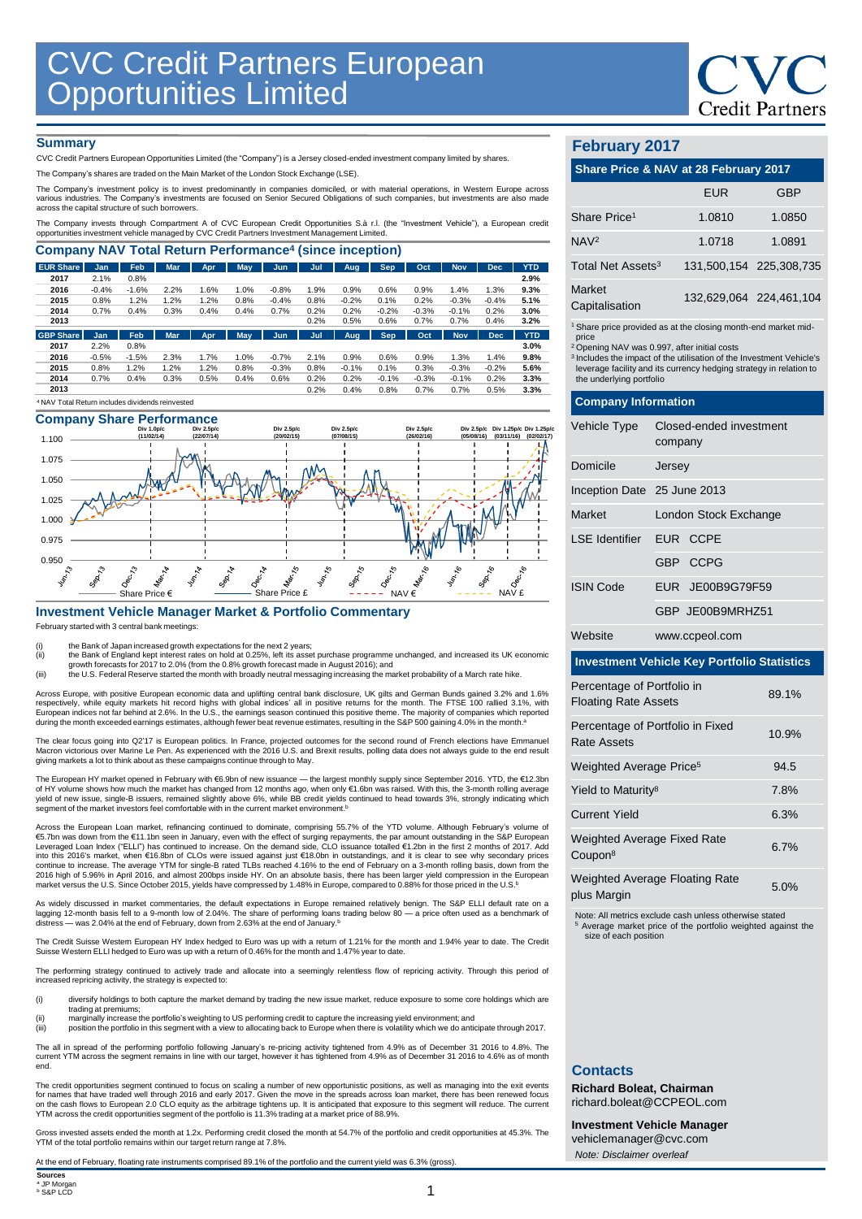# CVC Credit Partners European Opportunities Limited

## Summary

CVC Credit Partners European Opportunities Limited (the "Company") is a Jersey closed-ended investment company limited by shares.

The Company's shares are traded on the Main Market of the London Stock Exchange (LSE).

The Company's investment policy is to invest predominantly in companies domiciled, or with material operations, in Western Europe across various industries. The Company's investments are focused on Senior Secured Obligations of such companies, but investments are also made across the capital structure of such borrowers.

The Company invests through Compartment A of CVC European Credit Opportunities S.à r.l. (the "Investment Vehicle"), a European credit opportunities investment vehicle managed by CVC Credit Partners Investment Management Limited.

### Company NAV Total Return Performance[4] (since inception)

| EUR Share | Jan | Feb | Mar | Apr | May | Jun | Jul | Aug | Sep | Oct | Nov | Dec | YTD |
|---|---|---|---|---|---|---|---|---|---|---|---|---|---|
| 2017 | 2.1% | 0.8% | | | | | | | | | | | 2.9% |
| 2016 | -0.4% | -1.6% | 2.2% | 1.6% | 1.0% | -0.8% | 1.9% | 0.9% | 0.6% | 0.9% | 1.4% | 1.3% | 9.3% |
| 2015 | 0.8% | 1.2% | 1.2% | 1.2% | 0.8% | -0.4% | 0.8% | -0.2% | 0.1% | 0.2% | -0.3% | -0.4% | 5.1% |
| 2014 | 0.7% | 0.4% | 0.3% | 0.4% | 0.4% | 0.7% | 0.2% | 0.2% | -0.2% | -0.3% | -0.1% | 0.2% | 3.0% |
| 2013 | | | | | | | 0.2% | 0.5% | 0.6% | 0.7% | 0.7% | 0.4% | 3.2% |

| GBP Share | Jan | Feb | Mar | Apr | May | Jun | Jul | Aug | Sep | Oct | Nov | Dec | YTD |
|---|---|---|---|---|---|---|---|---|---|---|---|---|---|
| 2017 | 2.2% | 0.8% | | | | | | | | | | | 3.0% |
| 2016 | -0.5% | -1.5% | 2.3% | 1.7% | 1.0% | -0.7% | 2.1% | 0.9% | 0.6% | 0.9% | 1.3% | 1.4% | 9.8% |
| 2015 | 0.8% | 1.2% | 1.2% | 1.2% | 0.8% | -0.3% | 0.8% | -0.1% | 0.1% | 0.3% | -0.3% | -0.2% | 5.6% |
| 2014 | 0.7% | 0.4% | 0.3% | 0.5% | 0.4% | 0.6% | 0.2% | 0.2% | -0.1% | -0.3% | -0.1% | 0.2% | 3.3% |
| 2013 | | | | | | | 0.2% | 0.4% | 0.8% | 0.7% | 0.7% | 0.5% | 3.3% |

[4] NAV Total Return includes dividends reinvested

### Company Share Performance

Div 1.0p/c (11/02/14); Div 2.5p/c (22/07/14); Div 2.5p/c (20/02/15); Div 2.5p/c (07/08/15); Div 2.5p/c (26/02/16); Div 2.5p/c (05/08/16); Div 1.25p/c (03/11/16); Div 1.25p/c (02/02/17)

Share Price € — Share Price £ — NAV € — NAV £

### Investment Vehicle Manager Market & Portfolio Commentary

February started with 3 central bank meetings:

(i) the Bank of Japan increased growth expectations for the next 2 years;
(ii) the Bank of England kept interest rates on hold at 0.25%, left its asset purchase programme unchanged, and increased its UK economic growth forecasts for 2017 to 2.0% (from the 0.8% growth forecast made in August 2016); and
(iii) the U.S. Federal Reserve started the month with broadly neutral messaging increasing the market probability of a March rate hike.

Across Europe, with positive European economic data and uplifting central bank disclosure, UK gilts and German Bunds gained 3.2% and 1.6% respectively, while equity markets hit record highs with global indices' all in positive returns for the month. The FTSE 100 rallied 3.1%, with European indices not far behind at 2.6%. In the U.S., the earnings season continued this positive theme. The majority of companies which reported during the month exceeded earnings estimates, although fewer beat revenue estimates, resulting in the S&P 500 gaining 4.0% in the month.[a]

The clear focus going into Q2'17 is European politics. In France, projected outcomes for the second round of French elections have Emmanuel Macron victorious over Marine Le Pen. As experienced with the 2016 U.S. and Brexit results, polling data does not always guide to the end result giving markets a lot to think about as these campaigns continue through to May.

The European HY market opened in February with €6.9bn of new issuance — the largest monthly supply since September 2016. YTD, the €12.3bn of HY volume shows how much the market has changed from 12 months ago, when only €1.6bn was raised. With this, the 3-month rolling average yield of new issue, single-B issuers, remained slightly above 6%, while BB credit yields continued to head towards 3%, strongly indicating which segment of the market investors feel comfortable with in the current market environment.[b]

Across the European Loan market, refinancing continued to dominate, comprising 55.7% of the YTD volume. Although February's volume of €5.7bn was down from the €11.1bn seen in January, even with the effect of surging repayments, the par amount outstanding in the S&P European Leveraged Loan Index ("ELLI") has continued to increase. On the demand side, CLO issuance totalled €1.2bn in the first 2 months of 2017. Add into this 2016's market, when €16.8bn of CLOs were issued against just €18.0bn in outstandings, and it is clear to see why secondary prices continue to increase. The average YTM for single-B rated TLBs reached 4.16% to the end of February on a 3-month rolling basis, down from the 2016 high of 5.96% in April 2016, and almost 200bps inside HY. On an absolute basis, there has been larger yield compression in the European market versus the U.S. Since October 2015, yields have compressed by 1.48% in Europe, compared to 0.88% for those priced in the U.S.[b]

As widely discussed in market commentaries, the default expectations in Europe remained relatively benign. The S&P ELLI default rate on a lagging 12-month basis fell to a 9-month low of 2.04%. The share of performing loans trading below 80 — a price often used as a benchmark of distress — was 2.04% at the end of February, down from 2.63% at the end of January.[b]

The Credit Suisse Western European HY Index hedged to Euro was up with a return of 1.21% for the month and 1.94% year to date. The Credit Suisse Western ELLI hedged to Euro was up with a return of 0.46% for the month and 1.47% year to date.

The performing strategy continued to actively trade and allocate into a seemingly relentless flow of repricing activity. Through this period of increased repricing activity, the strategy is expected to:

(i) diversify holdings to both capture the market demand by trading the new issue market, reduce exposure to some core holdings which are trading at premiums;
(ii) marginally increase the portfolio's weighting to US performing credit to capture the increasing yield environment; and
(iii) position the portfolio in this segment with a view to allocating back to Europe when there is volatility which we do anticipate through 2017.

The all in spread of the performing portfolio following January's re-pricing activity tightened from 4.9% as of December 31 2016 to 4.8%. The current YTM across the segment remains in line with our target, however it has tightened from 4.9% as of December 31 2016 to 4.6% as of month end.

The credit opportunities segment continued to focus on scaling a number of new opportunistic positions, as well as managing into the exit events for names that have traded well through 2016 and early 2017. Given the move in the spreads across loan market, there has been renewed focus on the cash flows to European 2.0 CLO equity as the arbitrage tightens up. It is anticipated that exposure to this segment will reduce. The current YTM across the credit opportunities segment of the portfolio is 11.3% trading at a market price of 88.9%.

Gross invested assets ended the month at 1.2x. Performing credit closed the month at 54.7% of the portfolio and credit opportunities at 45.3%. The YTM of the total portfolio remains within our target return range at 7.8%.

At the end of February, floating rate instruments comprised 89.1% of the portfolio and the current yield was 6.3% (gross).

**Sources**
[a] JP Morgan
[b] S&P LCD

## February 2017

### Share Price & NAV at 28 February 2017

| | EUR | GBP |
|---|---|---|
| Share Price[1] | 1.0810 | 1.0850 |
| NAV[2] | 1.0718 | 1.0891 |
| Total Net Assets[3] | 131,500,154 | 225,308,735 |
| Market Capitalisation | 132,629,064 | 224,461,104 |

[1] Share price provided as at the closing month-end market mid-price
[2] Opening NAV was 0.997, after initial costs
[3] Includes the impact of the utilisation of the Investment Vehicle's leverage facility and its currency hedging strategy in relation to the underlying portfolio

### Company Information

| | |
|---|---|
| Vehicle Type | Closed-ended investment company |
| Domicile | Jersey |
| Inception Date | 25 June 2013 |
| Market | London Stock Exchange |
| LSE Identifier | EUR CCPE |
| | GBP CCPG |
| ISIN Code | EUR JE00B9G79F59 |
| | GBP JE00B9MRHZ51 |
| Website | www.ccpeol.com |

### Investment Vehicle Key Portfolio Statistics

| | |
|---|---|
| Percentage of Portfolio in Floating Rate Assets | 89.1% |
| Percentage of Portfolio in Fixed Rate Assets | 10.9% |
| Weighted Average Price[5] | 94.5 |
| Yield to Maturity[8] | 7.8% |
| Current Yield | 6.3% |
| Weighted Average Fixed Rate Coupon[8] | 6.7% |
| Weighted Average Floating Rate plus Margin | 5.0% |

Note: All metrics exclude cash unless otherwise stated
[5] Average market price of the portfolio weighted against the size of each position

### Contacts

**Richard Boleat, Chairman**
richard.boleat@CCPEOL.com

**Investment Vehicle Manager**
vehiclemanager@cvc.com

*Note: Disclaimer overleaf*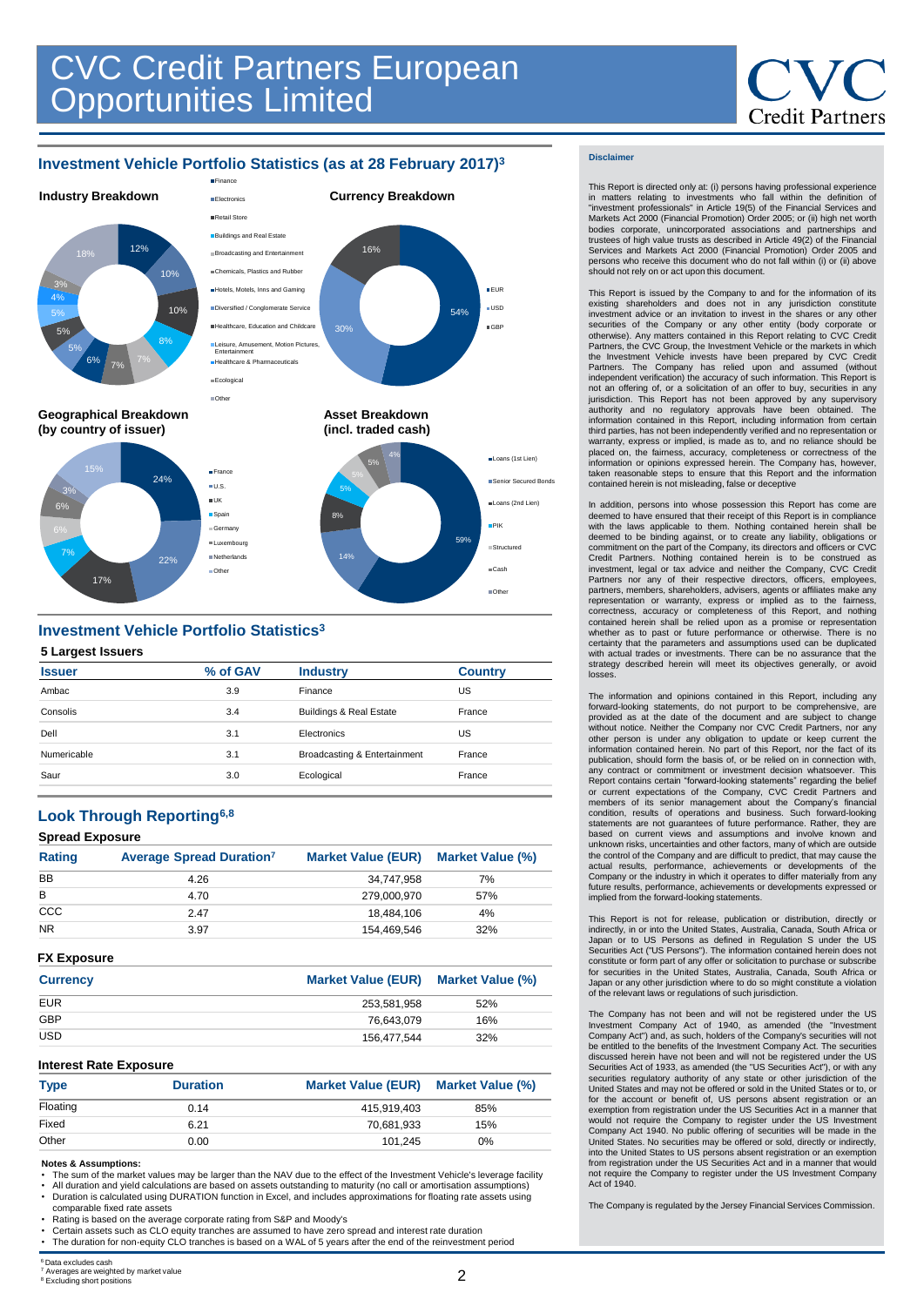# CVC Credit Partners European Opportunities Limited

CVC Credit Partners

## Investment Vehicle Portfolio Statistics (as at 28 February 2017)[3]

### Industry Breakdown

12%
10%
10%
8%
7%
7%
6%
5%
5%
5%
4%
3%
18%

Finance
Electronics
Retail Store
Buildings and Real Estate
Broadcasting and Entertainment
Chemicals, Plastics and Rubber
Hotels, Motels, Inns and Gaming
Diversified / Conglomerate Service
Healthcare, Education and Childcare
Leisure, Amusement, Motion Pictures, Entertainment
Healthcare & Pharmaceuticals
Ecological
Other

### Currency Breakdown

54%
30%
16%

EUR
USD
GBP

### Geographical Breakdown (by country of issuer)

24%
22%
17%
7%
6%
6%
3%
15%

France
U.S.
UK
Spain
Germany
Luxembourg
Netherlands
Other

### Asset Breakdown (incl. traded cash)

59%
14%
8%
5%
5%
5%
4%

Loans (1st Lien)
Senior Secured Bonds
Loans (2nd Lien)
PIK
Structured
Cash
Other

## Investment Vehicle Portfolio Statistics[3]

### 5 Largest Issuers

| Issuer | % of GAV | Industry | Country |
|---|---|---|---|
| Ambac | 3.9 | Finance | US |
| Consolis | 3.4 | Buildings & Real Estate | France |
| Dell | 3.1 | Electronics | US |
| Numericable | 3.1 | Broadcasting & Entertainment | France |
| Saur | 3.0 | Ecological | France |

## Look Through Reporting[6,8]

### Spread Exposure

| Rating | Average Spread Duration[7] | Market Value (EUR) | Market Value (%) |
|---|---|---|---|
| BB | 4.26 | 34,747,958 | 7% |
| B | 4.70 | 279,000,970 | 57% |
| CCC | 2.47 | 18,484,106 | 4% |
| NR | 3.97 | 154,469,546 | 32% |

### FX Exposure

| Currency | Market Value (EUR) | Market Value (%) |
|---|---|---|
| EUR | 253,581,958 | 52% |
| GBP | 76,643,079 | 16% |
| USD | 156,477,544 | 32% |

### Interest Rate Exposure

| Type | Duration | Market Value (EUR) | Market Value (%) |
|---|---|---|---|
| Floating | 0.14 | 415,919,403 | 85% |
| Fixed | 6.21 | 70,681,933 | 15% |
| Other | 0.00 | 101,245 | 0% |

**Notes & Assumptions:**

- The sum of the market values may be larger than the NAV due to the effect of the Investment Vehicle's leverage facility
- All duration and yield calculations are based on assets outstanding to maturity (no call or amortisation assumptions)
- Duration is calculated using DURATION function in Excel, and includes approximations for floating rate assets using comparable fixed rate assets
- Rating is based on the average corporate rating from S&P and Moody's
- Certain assets such as CLO equity tranches are assumed to have zero spread and interest rate duration
- The duration for non-equity CLO tranches is based on a WAL of 5 years after the end of the reinvestment period

[6] Data excludes cash
[7] Averages are weighted by market value
[8] Excluding short positions

### Disclaimer

This Report is directed only at: (i) persons having professional experience in matters relating to investments who fall within the definition of "investment professionals" in Article 19(5) of the Financial Services and Markets Act 2000 (Financial Promotion) Order 2005; or (ii) high net worth bodies corporate, unincorporated associations and partnerships and trustees of high value trusts as described in Article 49(2) of the Financial Services and Markets Act 2000 (Financial Promotion) Order 2005 and persons who receive this document who do not fall within (i) or (ii) above should not rely on or act upon this document.

This Report is issued by the Company to and for the information of its existing shareholders and does not in any jurisdiction constitute investment advice or an invitation to invest in the shares or any other securities of the Company or any other entity (body corporate or otherwise). Any matters contained in this Report relating to CVC Credit Partners, the CVC Group, the Investment Vehicle or the markets in which the Investment Vehicle invests have been prepared by CVC Credit Partners. The Company has relied upon and assumed (without independent verification) the accuracy of such information. This Report is not an offering of, or a solicitation of an offer to buy, securities in any jurisdiction. This Report has not been approved by any supervisory authority and no regulatory approvals have been obtained. The information contained in this Report, including information from certain third parties, has not been independently verified and no representation or warranty, express or implied, is made as to, and no reliance should be placed on, the fairness, accuracy, completeness or correctness of the information or opinions expressed herein. The Company has, however, taken reasonable steps to ensure that this Report and the information contained herein is not misleading, false or deceptive

In addition, persons into whose possession this Report has come are deemed to have ensured that their receipt of this Report is in compliance with the laws applicable to them. Nothing contained herein shall be deemed to be binding against, or to create any liability, obligations or commitment on the part of the Company, its directors and officers or CVC Credit Partners. Nothing contained herein is to be construed as investment, legal or tax advice and neither the Company, CVC Credit Partners nor any of their respective directors, officers, employees, partners, members, shareholders, advisers, agents or affiliates make any representation or warranty, express or implied as to the fairness, correctness, accuracy or completeness of this Report, and nothing contained herein shall be relied upon as a promise or representation whether as to past or future performance or otherwise. There is no certainty that the parameters and assumptions used can be duplicated with actual trades or investments. There can be no assurance that the strategy described herein will meet its objectives generally, or avoid losses.

The information and opinions contained in this Report, including any forward-looking statements, do not purport to be comprehensive, are provided as at the date of the document and are subject to change without notice. Neither the Company nor CVC Credit Partners, nor any other person is under any obligation to update or keep current the information contained herein. No part of this Report, nor the fact of its publication, should form the basis of, or be relied on in connection with, any contract or commitment or investment decision whatsoever. This Report contains certain "forward-looking statements" regarding the belief or current expectations of the Company, CVC Credit Partners and members of its senior management about the Company's financial condition, results of operations and business. Such forward-looking statements are not guarantees of future performance. Rather, they are based on current views and assumptions and involve known and unknown risks, uncertainties and other factors, many of which are outside the control of the Company and are difficult to predict, that may cause the actual results, performance, achievements or developments of the Company or the industry in which it operates to differ materially from any future results, performance, achievements or developments expressed or implied from the forward-looking statements.

This Report is not for release, publication or distribution, directly or indirectly, in or into the United States, Australia, Canada, South Africa or Japan or to US Persons as defined in Regulation S under the US Securities Act ("US Persons"). The information contained herein does not constitute or form part of any offer or solicitation to purchase or subscribe for securities in the United States, Australia, Canada, South Africa or Japan or any other jurisdiction where to do so might constitute a violation of the relevant laws or regulations of such jurisdiction.

The Company has not been and will not be registered under the US Investment Company Act of 1940, as amended (the "Investment Company Act") and, as such, holders of the Company's securities will not be entitled to the benefits of the Investment Company Act. The securities discussed herein have not been and will not be registered under the US Securities Act of 1933, as amended (the "US Securities Act"), or with any securities regulatory authority of any state or other jurisdiction of the United States and may not be offered or sold in the United States or to, or for the account or benefit of, US persons absent registration or an exemption from registration under the US Securities Act in a manner that would not require the Company to register under the US Investment Company Act 1940. No public offering of securities will be made in the United States. No securities may be offered or sold, directly or indirectly, into the United States to US persons absent registration or an exemption from registration under the US Securities Act and in a manner that would not require the Company to register under the US Investment Company Act of 1940.

The Company is regulated by the Jersey Financial Services Commission.